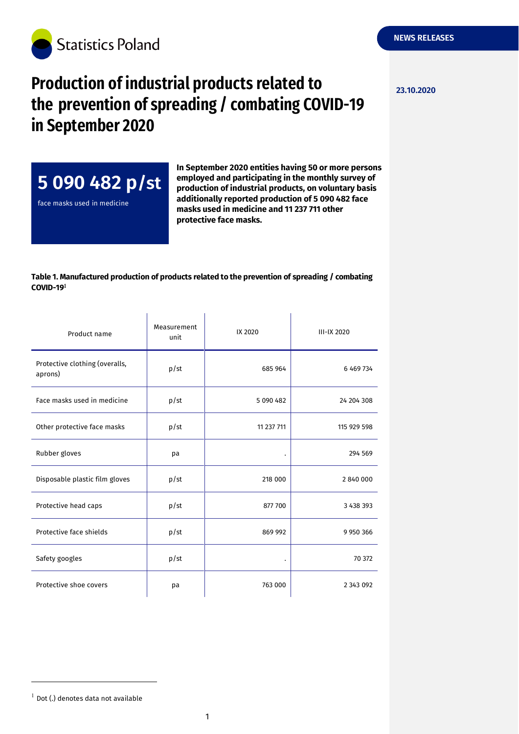Statistics Poland

NEWS RELEASES

23.10.2020

# Production of industrial products related to the prevention of spreading / combating COVID-19 in September 2020

**5 090 482 p/st**

face masks used in medicine

**In September 2020 entities having 50 or more persons employed and participating in the monthly survey of production of industrial products, on voluntary basis additionally reported production of 5 090 482 face masks used in medicine and 11 237 711 other protective face masks.**

**Table 1. Manufactured production of products related to the prevention of spreading / combating COVID-19[1]**

| Product name | Measurement unit | IX 2020 | III-IX 2020 |
|---|---|---|---|
| Protective clothing (overalls, aprons) | p/st | 685 964 | 6 469 734 |
| Face masks used in medicine | p/st | 5 090 482 | 24 204 308 |
| Other protective face masks | p/st | 11 237 711 | 115 929 598 |
| Rubber gloves | pa | . | 294 569 |
| Disposable plastic film gloves | p/st | 218 000 | 2 840 000 |
| Protective head caps | p/st | 877 700 | 3 438 393 |
| Protective face shields | p/st | 869 992 | 9 950 366 |
| Safety googles | p/st | . | 70 372 |
| Protective shoe covers | pa | 763 000 | 2 343 092 |

[1] Dot (.) denotes data not available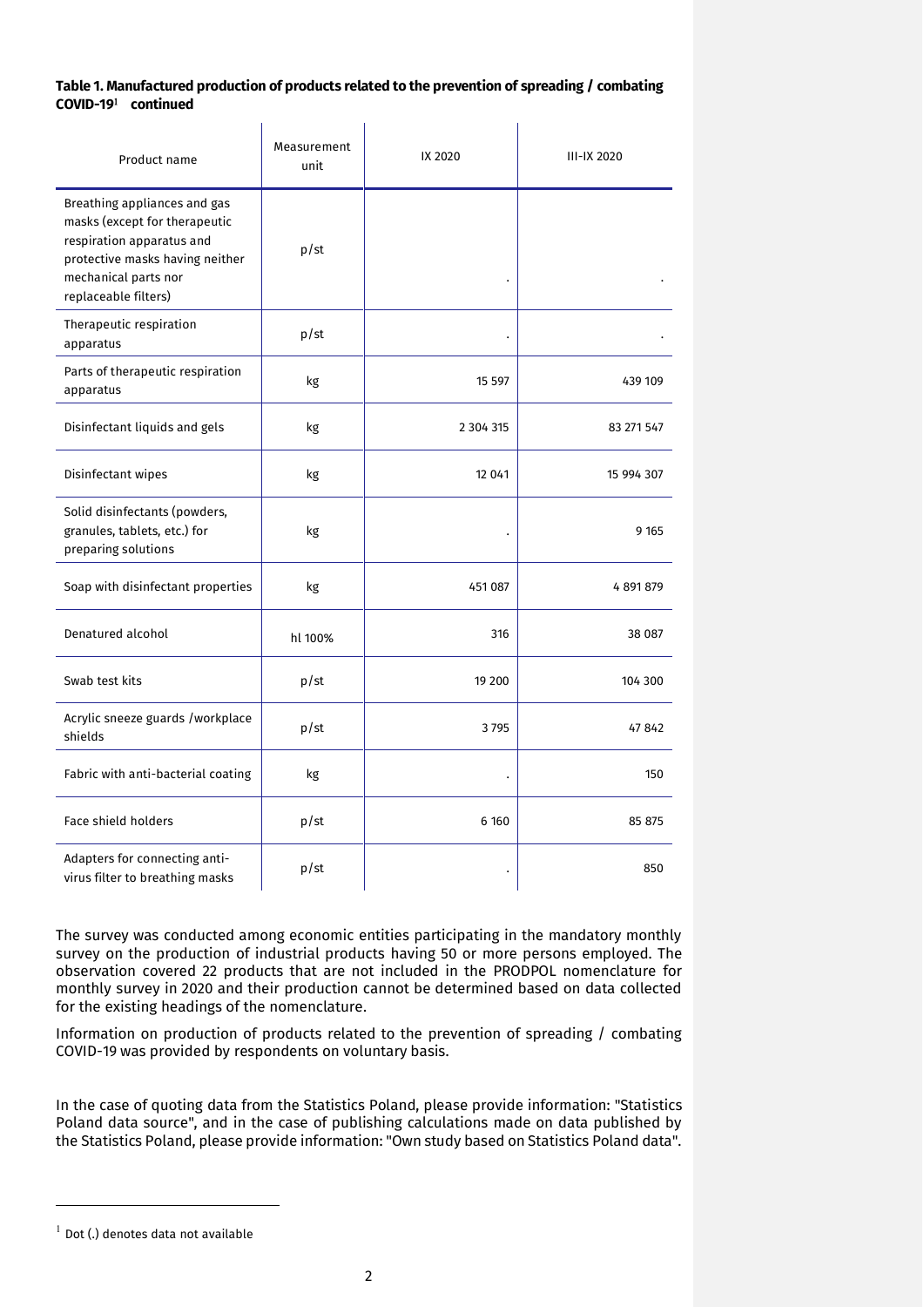**Table 1. Manufactured production of products related to the prevention of spreading / combating COVID-19[1] continued**

| Product name | Measurement unit | IX 2020 | III-IX 2020 |
|---|---|---|---|
| Breathing appliances and gas masks (except for therapeutic respiration apparatus and protective masks having neither mechanical parts nor replaceable filters) | p/st | . | . |
| Therapeutic respiration apparatus | p/st | . | . |
| Parts of therapeutic respiration apparatus | kg | 15 597 | 439 109 |
| Disinfectant liquids and gels | kg | 2 304 315 | 83 271 547 |
| Disinfectant wipes | kg | 12 041 | 15 994 307 |
| Solid disinfectants (powders, granules, tablets, etc.) for preparing solutions | kg | . | 9 165 |
| Soap with disinfectant properties | kg | 451 087 | 4 891 879 |
| Denatured alcohol | hl 100% | 316 | 38 087 |
| Swab test kits | p/st | 19 200 | 104 300 |
| Acrylic sneeze guards /workplace shields | p/st | 3 795 | 47 842 |
| Fabric with anti-bacterial coating | kg | . | 150 |
| Face shield holders | p/st | 6 160 | 85 875 |
| Adapters for connecting anti-virus filter to breathing masks | p/st | . | 850 |

The survey was conducted among economic entities participating in the mandatory monthly survey on the production of industrial products having 50 or more persons employed. The observation covered 22 products that are not included in the PRODPOL nomenclature for monthly survey in 2020 and their production cannot be determined based on data collected for the existing headings of the nomenclature.

Information on production of products related to the prevention of spreading / combating COVID-19 was provided by respondents on voluntary basis.

In the case of quoting data from the Statistics Poland, please provide information: "Statistics Poland data source", and in the case of publishing calculations made on data published by the Statistics Poland, please provide information: "Own study based on Statistics Poland data".

[1] Dot (.) denotes data not available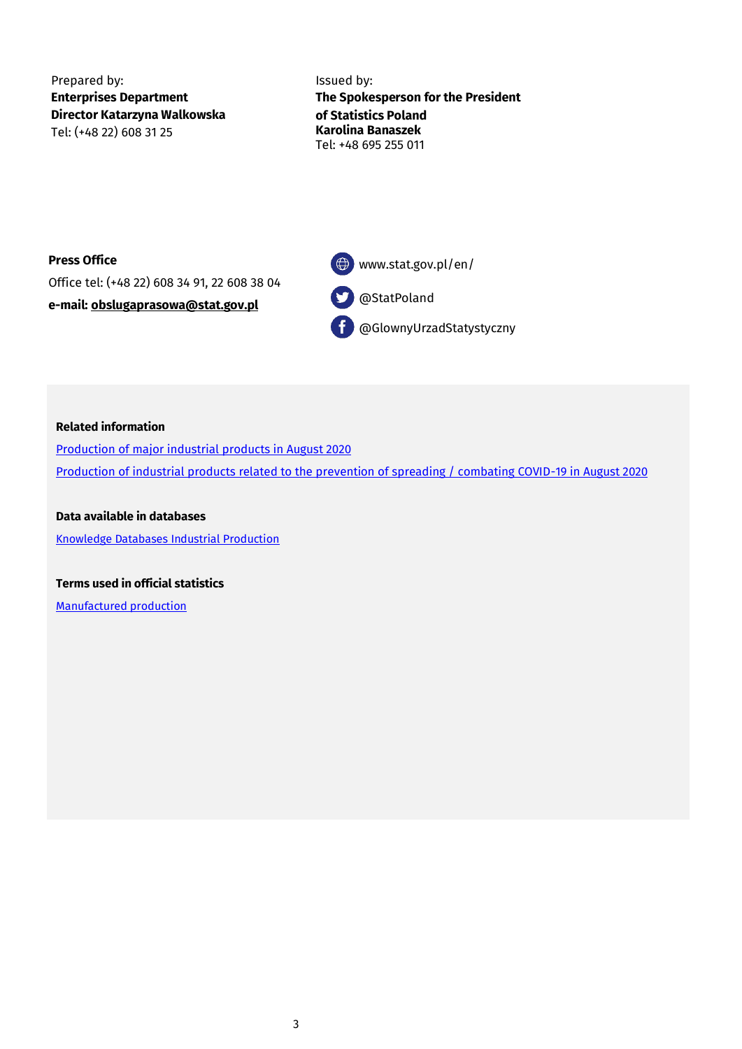Prepared by:
**Enterprises Department**
**Director Katarzyna Walkowska**
Tel: (+48 22) 608 31 25

Issued by:
**The Spokesperson for the President of Statistics Poland**
**Karolina Banaszek**
Tel: +48 695 255 011

**Press Office**
Office tel: (+48 22) 608 34 91, 22 608 38 04
**e-mail: obslugaprasowa@stat.gov.pl**

www.stat.gov.pl/en/

@StatPoland

@GlownyUrzadStatystyczny

**Related information**

Production of major industrial products in August 2020

Production of industrial products related to the prevention of spreading / combating COVID-19 in August 2020

**Data available in databases**

Knowledge Databases Industrial Production

**Terms used in official statistics**

Manufactured production